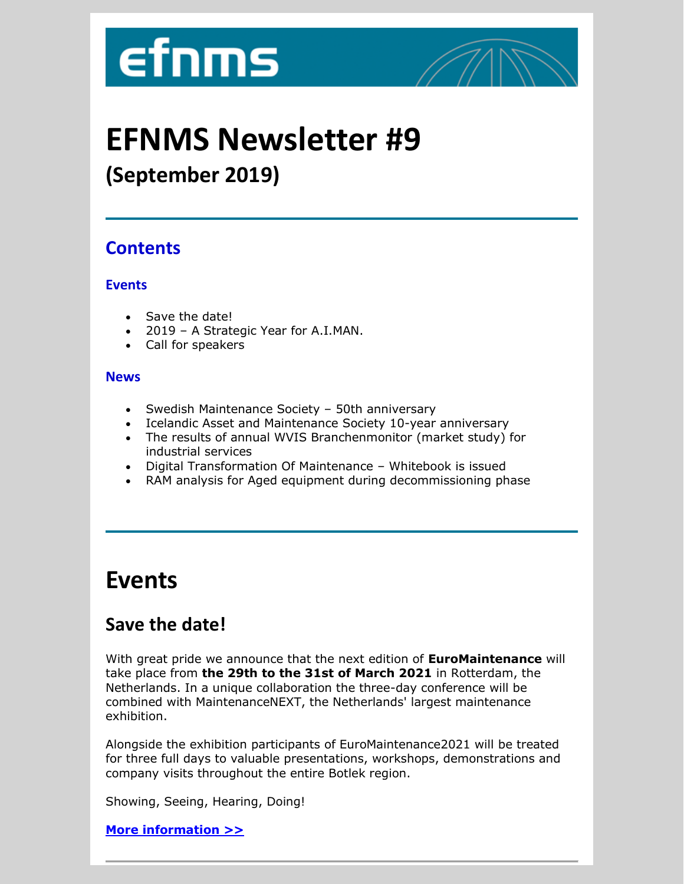# EFNMS Newsletter #9

## (September 2019)

---

## Contents

### Events

- Save the date!
- 2019 – A Strategic Year for A.I.MAN.
- Call for speakers

### News

- Swedish Maintenance Society – 50th anniversary
- Icelandic Asset and Maintenance Society 10-year anniversary
- The results of annual WVIS Branchenmonitor (market study) for industrial services
- Digital Transformation Of Maintenance – Whitebook is issued
- RAM analysis for Aged equipment during decommissioning phase

---

# Events

## Save the date!

With great pride we announce that the next edition of **EuroMaintenance** will take place from **the 29th to the 31st of March 2021** in Rotterdam, the Netherlands. In a unique collaboration the three-day conference will be combined with MaintenanceNEXT, the Netherlands' largest maintenance exhibition.

Alongside the exhibition participants of EuroMaintenance2021 will be treated for three full days to valuable presentations, workshops, demonstrations and company visits throughout the entire Botlek region.

Showing, Seeing, Hearing, Doing!

**More information >>**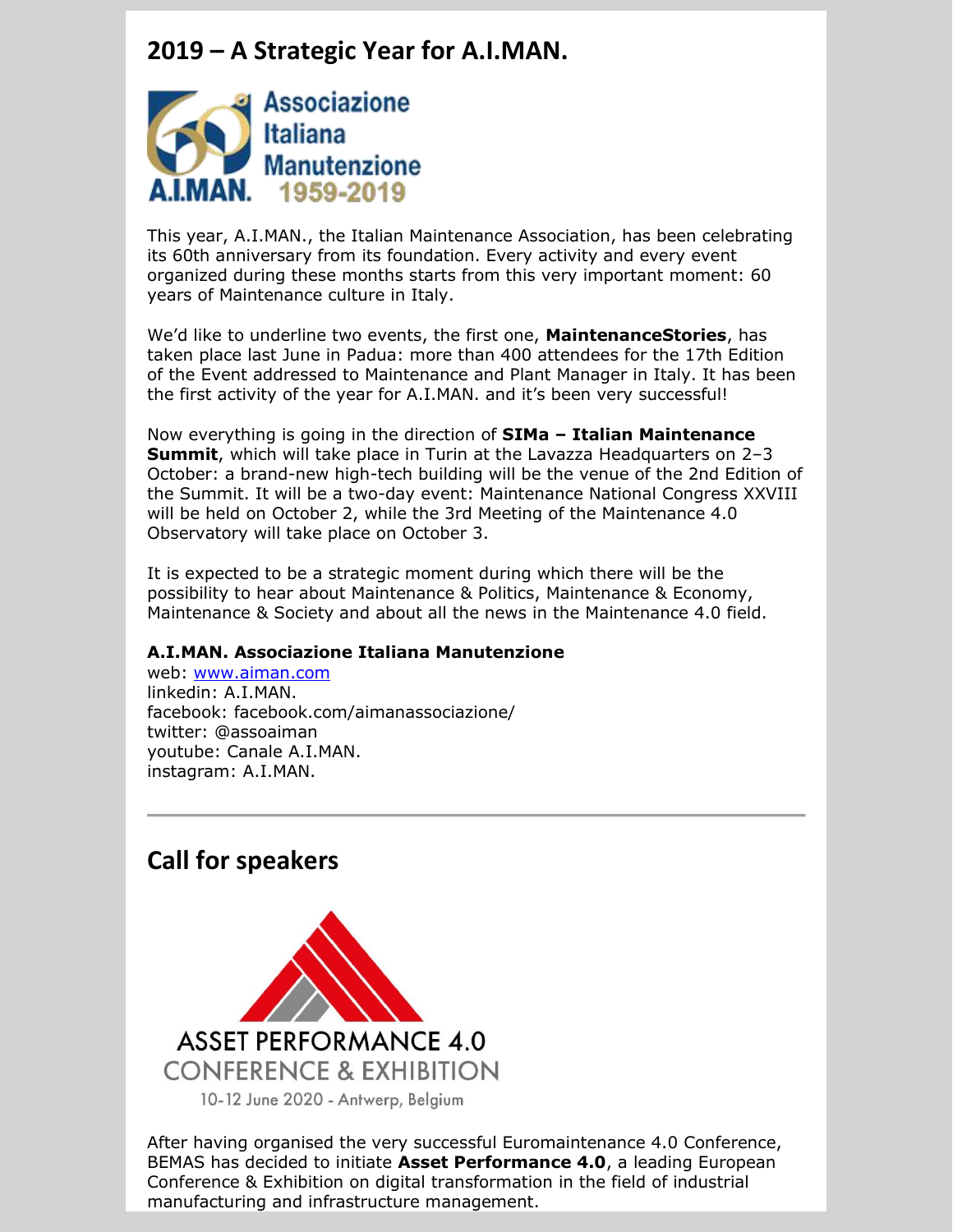## 2019 – A Strategic Year for A.I.MAN.

This year, A.I.MAN., the Italian Maintenance Association, has been celebrating its 60th anniversary from its foundation. Every activity and every event organized during these months starts from this very important moment: 60 years of Maintenance culture in Italy.

We'd like to underline two events, the first one, **MaintenanceStories**, has taken place last June in Padua: more than 400 attendees for the 17th Edition of the Event addressed to Maintenance and Plant Manager in Italy. It has been the first activity of the year for A.I.MAN. and it's been very successful!

Now everything is going in the direction of **SIMa – Italian Maintenance Summit**, which will take place in Turin at the Lavazza Headquarters on 2–3 October: a brand-new high-tech building will be the venue of the 2nd Edition of the Summit. It will be a two-day event: Maintenance National Congress XXVIII will be held on October 2, while the 3rd Meeting of the Maintenance 4.0 Observatory will take place on October 3.

It is expected to be a strategic moment during which there will be the possibility to hear about Maintenance & Politics, Maintenance & Economy, Maintenance & Society and about all the news in the Maintenance 4.0 field.

**A.I.MAN. Associazione Italiana Manutenzione**
web: [www.aiman.com](http://www.aiman.com)
linkedin: A.I.MAN.
facebook: facebook.com/aimanassociazione/
twitter: @assoaiman
youtube: Canale A.I.MAN.
instagram: A.I.MAN.

---

## Call for speakers

ASSET PERFORMANCE 4.0
CONFERENCE & EXHIBITION
10-12 June 2020 - Antwerp, Belgium

After having organised the very successful Euromaintenance 4.0 Conference, BEMAS has decided to initiate **Asset Performance 4.0**, a leading European Conference & Exhibition on digital transformation in the field of industrial manufacturing and infrastructure management.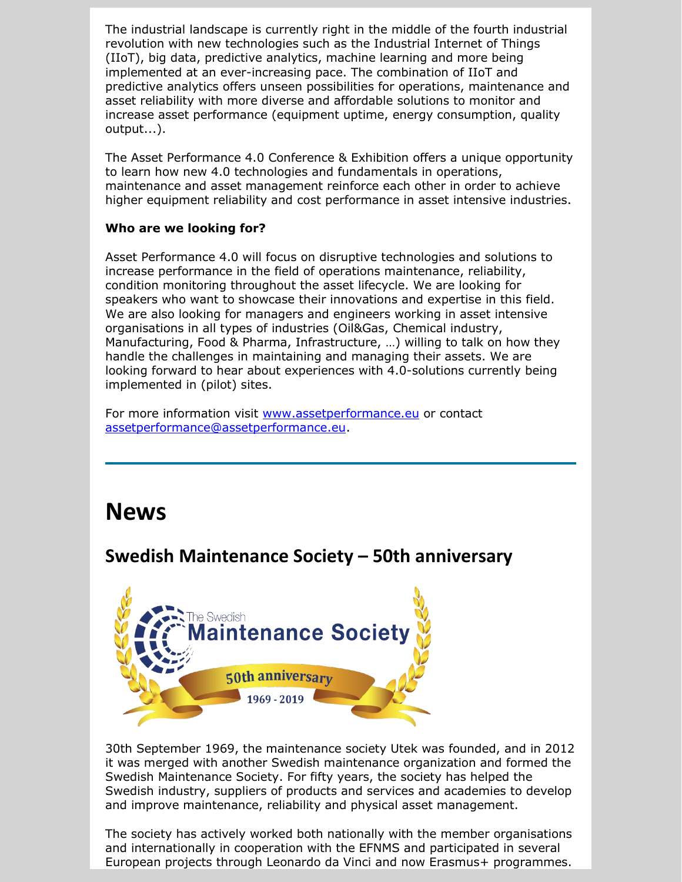The industrial landscape is currently right in the middle of the fourth industrial revolution with new technologies such as the Industrial Internet of Things (IIoT), big data, predictive analytics, machine learning and more being implemented at an ever-increasing pace. The combination of IIoT and predictive analytics offers unseen possibilities for operations, maintenance and asset reliability with more diverse and affordable solutions to monitor and increase asset performance (equipment uptime, energy consumption, quality output...).

The Asset Performance 4.0 Conference & Exhibition offers a unique opportunity to learn how new 4.0 technologies and fundamentals in operations, maintenance and asset management reinforce each other in order to achieve higher equipment reliability and cost performance in asset intensive industries.

**Who are we looking for?**

Asset Performance 4.0 will focus on disruptive technologies and solutions to increase performance in the field of operations maintenance, reliability, condition monitoring throughout the asset lifecycle. We are looking for speakers who want to showcase their innovations and expertise in this field. We are also looking for managers and engineers working in asset intensive organisations in all types of industries (Oil&Gas, Chemical industry, Manufacturing, Food & Pharma, Infrastructure, …) willing to talk on how they handle the challenges in maintaining and managing their assets. We are looking forward to hear about experiences with 4.0-solutions currently being implemented in (pilot) sites.

For more information visit [www.assetperformance.eu](http://www.assetperformance.eu) or contact [assetperformance@assetperformance.eu](mailto:assetperformance@assetperformance.eu).

---

# News

## Swedish Maintenance Society – 50th anniversary

30th September 1969, the maintenance society Utek was founded, and in 2012 it was merged with another Swedish maintenance organization and formed the Swedish Maintenance Society. For fifty years, the society has helped the Swedish industry, suppliers of products and services and academies to develop and improve maintenance, reliability and physical asset management.

The society has actively worked both nationally with the member organisations and internationally in cooperation with the EFNMS and participated in several European projects through Leonardo da Vinci and now Erasmus+ programmes.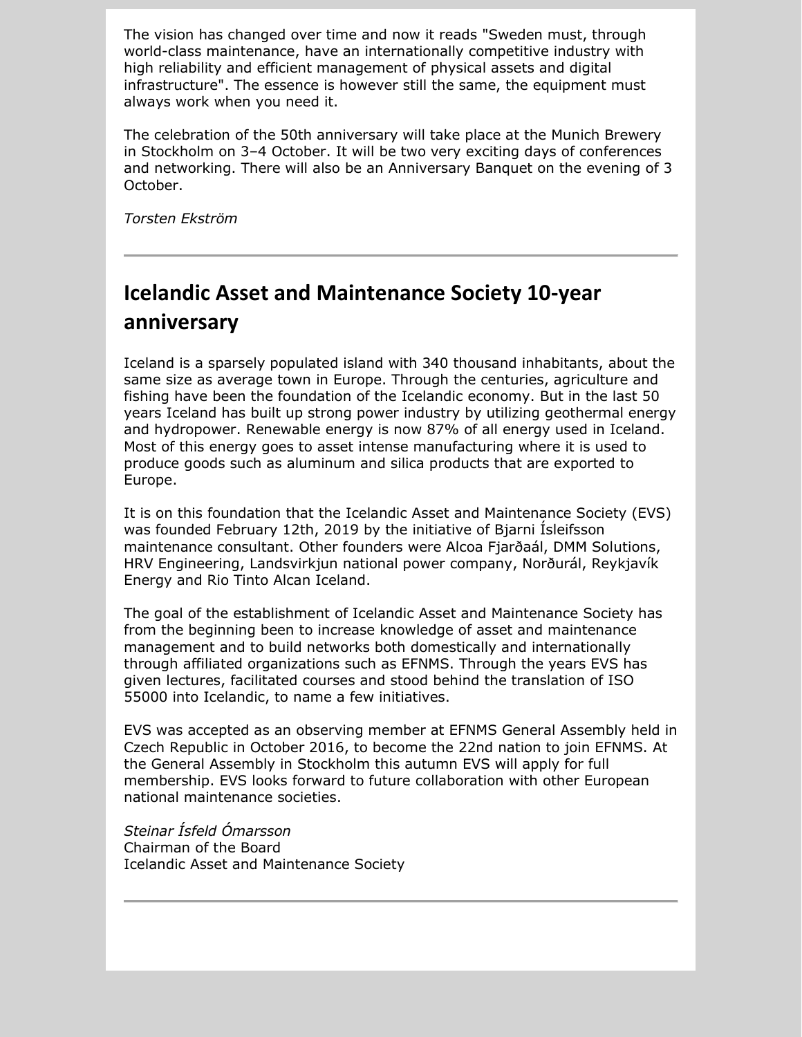The vision has changed over time and now it reads "Sweden must, through world-class maintenance, have an internationally competitive industry with high reliability and efficient management of physical assets and digital infrastructure". The essence is however still the same, the equipment must always work when you need it.

The celebration of the 50th anniversary will take place at the Munich Brewery in Stockholm on 3–4 October. It will be two very exciting days of conferences and networking. There will also be an Anniversary Banquet on the evening of 3 October.

*Torsten Ekström*

---

## Icelandic Asset and Maintenance Society 10-year anniversary

Iceland is a sparsely populated island with 340 thousand inhabitants, about the same size as average town in Europe. Through the centuries, agriculture and fishing have been the foundation of the Icelandic economy. But in the last 50 years Iceland has built up strong power industry by utilizing geothermal energy and hydropower. Renewable energy is now 87% of all energy used in Iceland. Most of this energy goes to asset intense manufacturing where it is used to produce goods such as aluminum and silica products that are exported to Europe.

It is on this foundation that the Icelandic Asset and Maintenance Society (EVS) was founded February 12th, 2019 by the initiative of Bjarni Ísleifsson maintenance consultant. Other founders were Alcoa Fjarðaál, DMM Solutions, HRV Engineering, Landsvirkjun national power company, Norðurál, Reykjavík Energy and Rio Tinto Alcan Iceland.

The goal of the establishment of Icelandic Asset and Maintenance Society has from the beginning been to increase knowledge of asset and maintenance management and to build networks both domestically and internationally through affiliated organizations such as EFNMS. Through the years EVS has given lectures, facilitated courses and stood behind the translation of ISO 55000 into Icelandic, to name a few initiatives.

EVS was accepted as an observing member at EFNMS General Assembly held in Czech Republic in October 2016, to become the 22nd nation to join EFNMS. At the General Assembly in Stockholm this autumn EVS will apply for full membership. EVS looks forward to future collaboration with other European national maintenance societies.

*Steinar Ísfeld Ómarsson*  
Chairman of the Board  
Icelandic Asset and Maintenance Society

---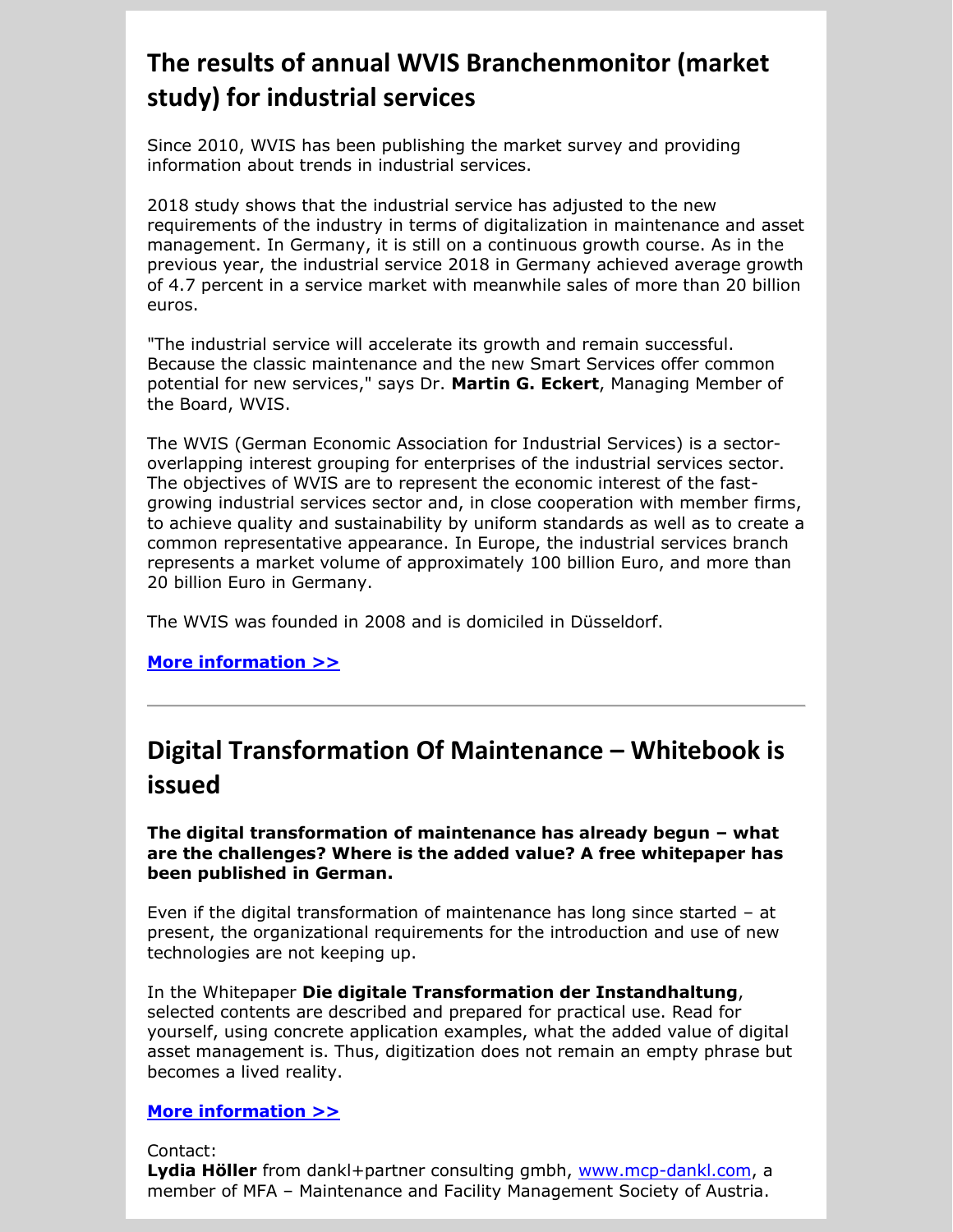## The results of annual WVIS Branchenmonitor (market study) for industrial services

Since 2010, WVIS has been publishing the market survey and providing information about trends in industrial services.

2018 study shows that the industrial service has adjusted to the new requirements of the industry in terms of digitalization in maintenance and asset management. In Germany, it is still on a continuous growth course. As in the previous year, the industrial service 2018 in Germany achieved average growth of 4.7 percent in a service market with meanwhile sales of more than 20 billion euros.

"The industrial service will accelerate its growth and remain successful. Because the classic maintenance and the new Smart Services offer common potential for new services," says Dr. **Martin G. Eckert**, Managing Member of the Board, WVIS.

The WVIS (German Economic Association for Industrial Services) is a sector-overlapping interest grouping for enterprises of the industrial services sector. The objectives of WVIS are to represent the economic interest of the fast-growing industrial services sector and, in close cooperation with member firms, to achieve quality and sustainability by uniform standards as well as to create a common representative appearance. In Europe, the industrial services branch represents a market volume of approximately 100 billion Euro, and more than 20 billion Euro in Germany.

The WVIS was founded in 2008 and is domiciled in Düsseldorf.

**More information >>**

---

## Digital Transformation Of Maintenance – Whitebook is issued

**The digital transformation of maintenance has already begun – what are the challenges? Where is the added value? A free whitepaper has been published in German.**

Even if the digital transformation of maintenance has long since started – at present, the organizational requirements for the introduction and use of new technologies are not keeping up.

In the Whitepaper **Die digitale Transformation der Instandhaltung**, selected contents are described and prepared for practical use. Read for yourself, using concrete application examples, what the added value of digital asset management is. Thus, digitization does not remain an empty phrase but becomes a lived reality.

**More information >>**

Contact:
**Lydia Höller** from dankl+partner consulting gmbh, www.mcp-dankl.com, a member of MFA – Maintenance and Facility Management Society of Austria.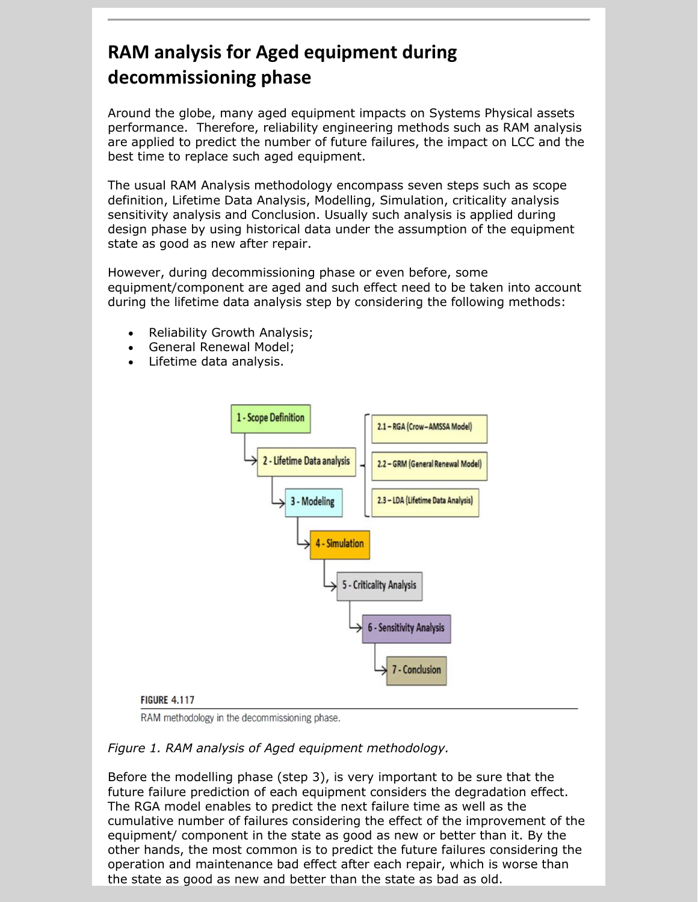## RAM analysis for Aged equipment during decommissioning phase

Around the globe, many aged equipment impacts on Systems Physical assets performance. Therefore, reliability engineering methods such as RAM analysis are applied to predict the number of future failures, the impact on LCC and the best time to replace such aged equipment.

The usual RAM Analysis methodology encompass seven steps such as scope definition, Lifetime Data Analysis, Modelling, Simulation, criticality analysis sensitivity analysis and Conclusion. Usually such analysis is applied during design phase by using historical data under the assumption of the equipment state as good as new after repair.

However, during decommissioning phase or even before, some equipment/component are aged and such effect need to be taken into account during the lifetime data analysis step by considering the following methods:

- Reliability Growth Analysis;
- General Renewal Model;
- Lifetime data analysis.

1 - Scope Definition
2 - Lifetime Data analysis
- 2.1 – RGA (Crow–AMSSA Model)
- 2.2 – GRM (General Renewal Model)
- 2.3 – LDA (Lifetime Data Analysis)

3 - Modeling
4 - Simulation
5 - Criticality Analysis
6 - Sensitivity Analysis
7 - Conclusion

FIGURE 4.117

RAM methodology in the decommissioning phase.

*Figure 1. RAM analysis of Aged equipment methodology.*

Before the modelling phase (step 3), is very important to be sure that the future failure prediction of each equipment considers the degradation effect. The RGA model enables to predict the next failure time as well as the cumulative number of failures considering the effect of the improvement of the equipment/ component in the state as good as new or better than it. By the other hands, the most common is to predict the future failures considering the operation and maintenance bad effect after each repair, which is worse than the state as good as new and better than the state as bad as old.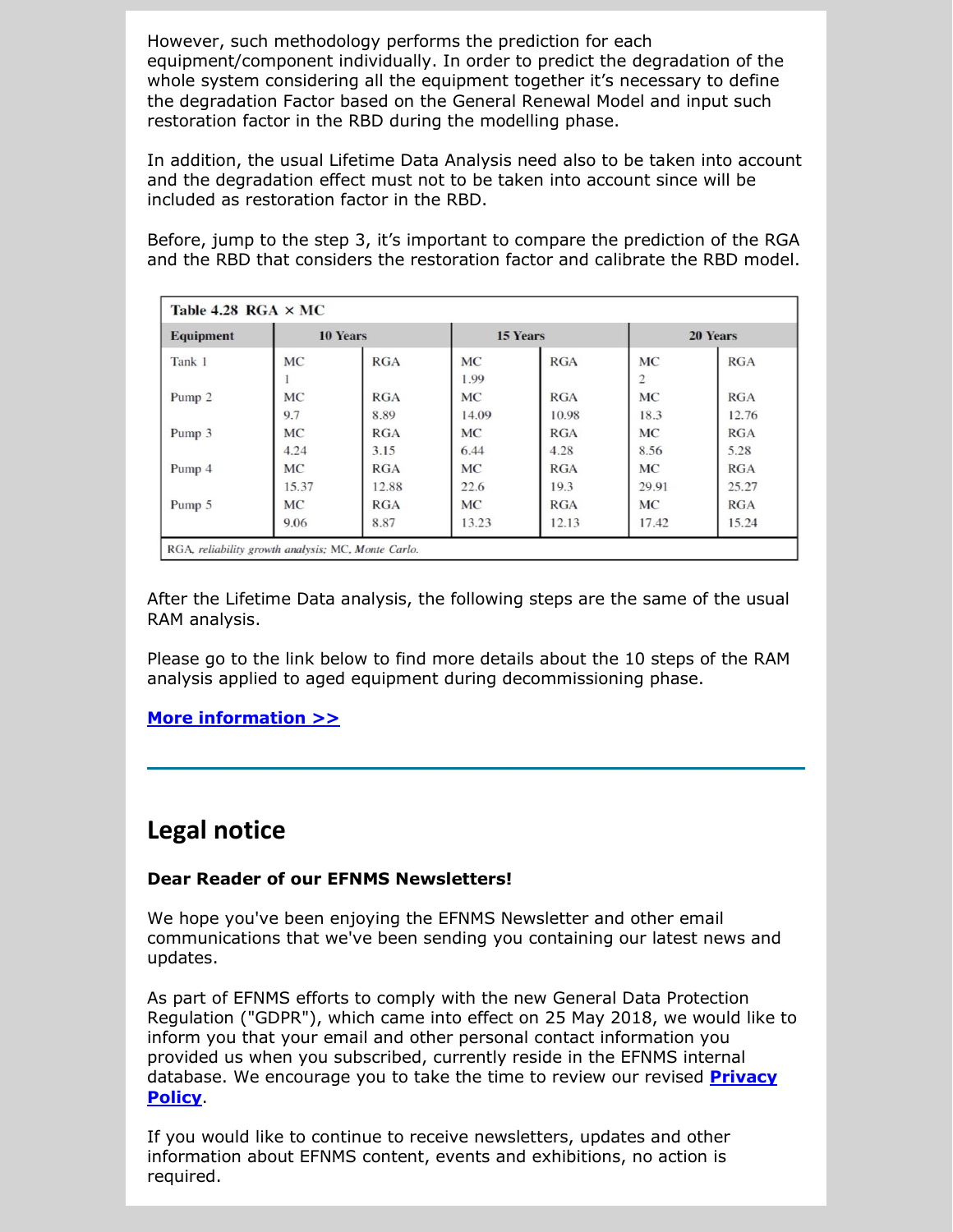However, such methodology performs the prediction for each equipment/component individually. In order to predict the degradation of the whole system considering all the equipment together it's necessary to define the degradation Factor based on the General Renewal Model and input such restoration factor in the RBD during the modelling phase.

In addition, the usual Lifetime Data Analysis need also to be taken into account and the degradation effect must not to be taken into account since will be included as restoration factor in the RBD.

Before, jump to the step 3, it's important to compare the prediction of the RGA and the RBD that considers the restoration factor and calibrate the RBD model.

**Table 4.28 RGA × MC**

| Equipment | 10 Years | | 15 Years | | 20 Years | |
|---|---|---|---|---|---|---|
| Tank 1 | MC 1 | RGA | MC 1.99 | RGA | MC 2 | RGA |
| Pump 2 | MC 9.7 | RGA 8.89 | MC 14.09 | RGA 10.98 | MC 18.3 | RGA 12.76 |
| Pump 3 | MC 4.24 | RGA 3.15 | MC 6.44 | RGA 4.28 | MC 8.56 | RGA 5.28 |
| Pump 4 | MC 15.37 | RGA 12.88 | MC 22.6 | RGA 19.3 | MC 29.91 | RGA 25.27 |
| Pump 5 | MC 9.06 | RGA 8.87 | MC 13.23 | RGA 12.13 | MC 17.42 | RGA 15.24 |

RGA, *reliability growth analysis*; MC, *Monte Carlo*.

After the Lifetime Data analysis, the following steps are the same of the usual RAM analysis.

Please go to the link below to find more details about the 10 steps of the RAM analysis applied to aged equipment during decommissioning phase.

**More information >>**

## Legal notice

**Dear Reader of our EFNMS Newsletters!**

We hope you've been enjoying the EFNMS Newsletter and other email communications that we've been sending you containing our latest news and updates.

As part of EFNMS efforts to comply with the new General Data Protection Regulation ("GDPR"), which came into effect on 25 May 2018, we would like to inform you that your email and other personal contact information you provided us when you subscribed, currently reside in the EFNMS internal database. We encourage you to take the time to review our revised **Privacy Policy**.

If you would like to continue to receive newsletters, updates and other information about EFNMS content, events and exhibitions, no action is required.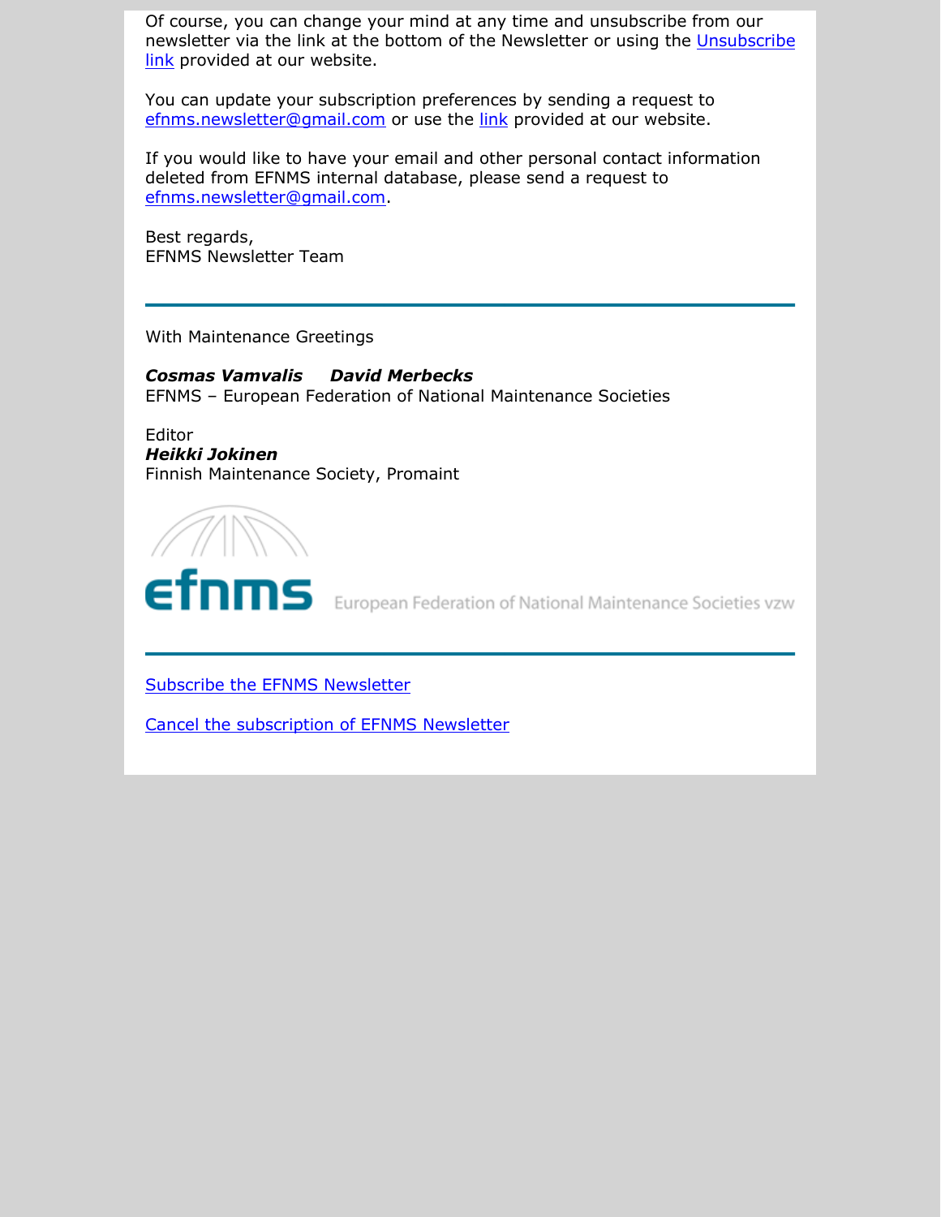Of course, you can change your mind at any time and unsubscribe from our newsletter via the link at the bottom of the Newsletter or using the Unsubscribe link provided at our website.

You can update your subscription preferences by sending a request to efnms.newsletter@gmail.com or use the link provided at our website.

If you would like to have your email and other personal contact information deleted from EFNMS internal database, please send a request to efnms.newsletter@gmail.com.

Best regards,
EFNMS Newsletter Team

---

With Maintenance Greetings

***Cosmas Vamvalis***     ***David Merbecks***
EFNMS – European Federation of National Maintenance Societies

Editor
***Heikki Jokinen***
Finnish Maintenance Society, Promaint

efnms European Federation of National Maintenance Societies vzw

---

Subscribe the EFNMS Newsletter

Cancel the subscription of EFNMS Newsletter